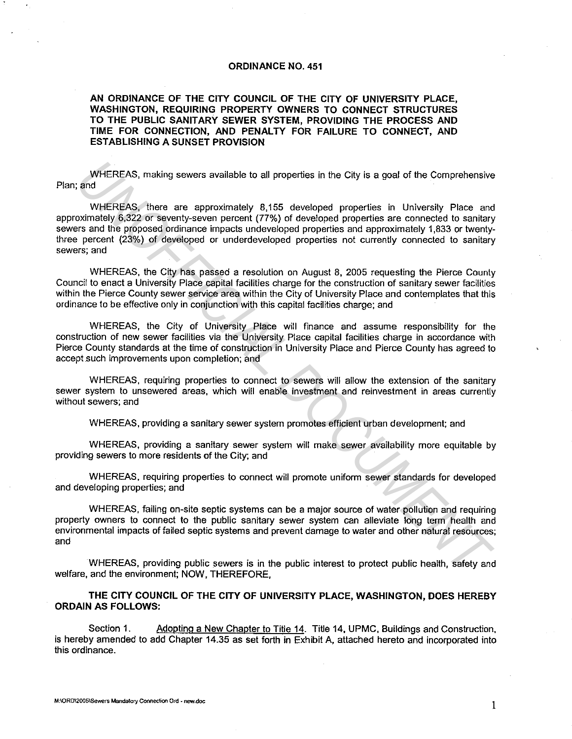**ORDINANCE NO. 451**

**AN ORDINANCE OF THE CITY COUNCIL OF THE CITY OF UNIVERSITY PLACE, WASHINGTON, REQUIRING PROPERTY OWNERS TO CONNECT STRUCTURES TO THE PUBLIC SANITARY SEWER SYSTEM, PROVIDING THE PROCESS AND TIME FOR CONNECTION, AND PENALTY FOR FAILURE TO CONNECT, AND ESTABLISHING A SUNSET PROVISION**

WHEREAS, making sewers available to all properties in the City is a goal of the Comprehensive Plan; and

WHEREAS, there are approximately 8,155 developed properties in University Place and approximately 6,322 or seventy-seven percent (77%) of developed properties are connected to sanitary sewers and the proposed ordinance impacts undeveloped properties and approximately 1,833 or twenty-three percent (23%) of developed or underdeveloped properties not currently connected to sanitary sewers; and

WHEREAS, the City has passed a resolution on August 8, 2005 requesting the Pierce County Council to enact a University Place capital facilities charge for the construction of sanitary sewer facilities within the Pierce County sewer service area within the City of University Place and contemplates that this ordinance to be effective only in conjunction with this capital facilities charge; and

WHEREAS, the City of University Place will finance and assume responsibility for the construction of new sewer facilities via the University Place capital facilities charge in accordance with Pierce County standards at the time of construction in University Place and Pierce County has agreed to accept such improvements upon completion; and

WHEREAS, requiring properties to connect to sewers will allow the extension of the sanitary sewer system to unsewered areas, which will enable investment and reinvestment in areas currently without sewers; and

WHEREAS, providing a sanitary sewer system promotes efficient urban development; and

WHEREAS, providing a sanitary sewer system will make sewer availability more equitable by providing sewers to more residents of the City; and

WHEREAS, requiring properties to connect will promote uniform sewer standards for developed and developing properties; and

WHEREAS, failing on-site septic systems can be a major source of water pollution and requiring property owners to connect to the public sanitary sewer system can alleviate long term health and environmental impacts of failed septic systems and prevent damage to water and other natural resources; and

WHEREAS, providing public sewers is in the public interest to protect public health, safety and welfare, and the environment; NOW, THEREFORE,

**THE CITY COUNCIL OF THE CITY OF UNIVERSITY PLACE, WASHINGTON, DOES HEREBY ORDAIN AS FOLLOWS:**

Section 1. Adopting a New Chapter to Title 14. Title 14, UPMC, Buildings and Construction, is hereby amended to add Chapter 14.35 as set forth in Exhibit A, attached hereto and incorporated into this ordinance.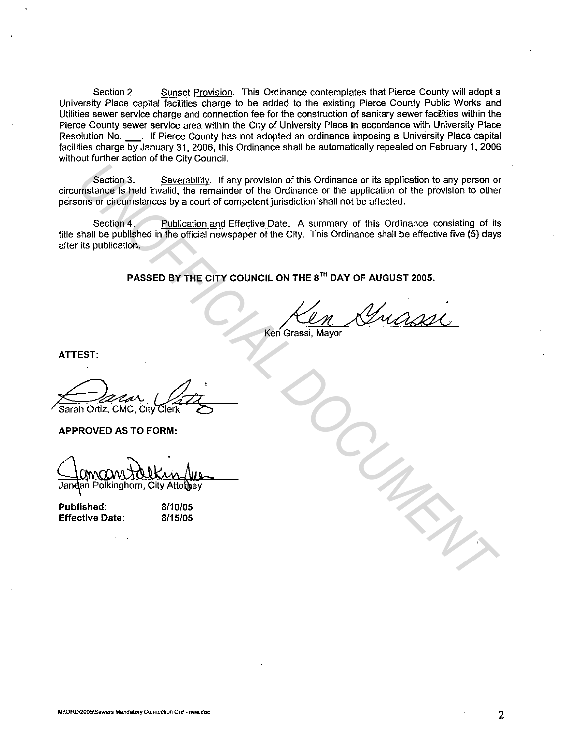Section 2. Sunset Provision. This Ordinance contemplates that Pierce County will adopt a University Place capital facilities charge to be added to the existing Pierce County Public Works and Utilities sewer service charge and connection fee for the construction of sanitary sewer facilities within the Pierce County sewer service area within the City of University Place in accordance with University Place Resolution No. \_\_\_. If Pierce County has not adopted an ordinance imposing a University Place capital facilities charge by January 31, 2006, this Ordinance shall be automatically repealed on February 1, 2006 without further action of the City Council.

Section 3. Severability. If any provision of this Ordinance or its application to any person or circumstance is held invalid, the remainder of the Ordinance or the application of the provision to other persons or circumstances by a court of competent jurisdiction shall not be affected.

Section 4. Publication and Effective Date. A summary of this Ordinance consisting of its title shall be published in the official newspaper of the City. This Ordinance shall be effective five (5) days after its publication.

**PASSED BY THE CITY COUNCIL ON THE 8TH DAY OF AUGUST 2005.**

Ken Grassi, Mayor

**ATTEST:**

Sarah Ortiz, CMC, City Clerk

**APPROVED AS TO FORM:**

Janean Polkinghorn, City Attorney

**Published:** 8/10/05
**Effective Date:** 8/15/05

M:\ORD\2005\Sewers Mandatory Connection Ord - new.doc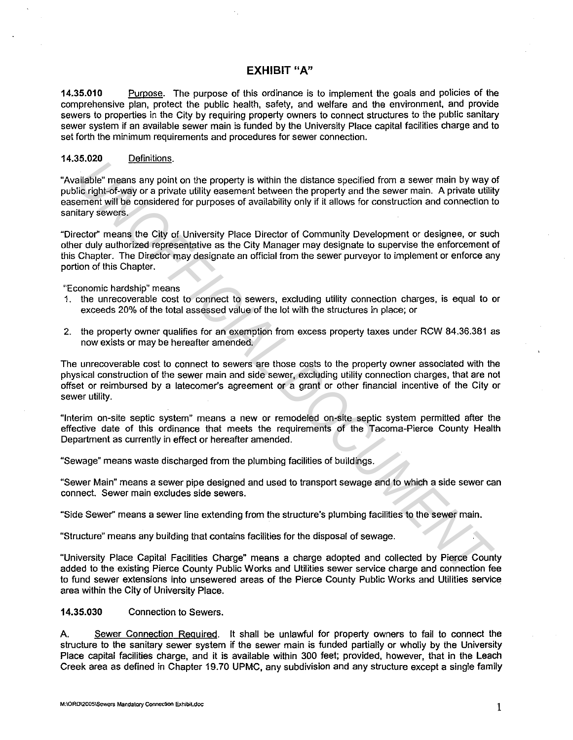# EXHIBIT "A"

**14.35.010** Purpose. The purpose of this ordinance is to implement the goals and policies of the comprehensive plan, protect the public health, safety, and welfare and the environment, and provide sewers to properties in the City by requiring property owners to connect structures to the public sanitary sewer system if an available sewer main is funded by the University Place capital facilities charge and to set forth the minimum requirements and procedures for sewer connection.

**14.35.020** Definitions.

"Available" means any point on the property is within the distance specified from a sewer main by way of public right-of-way or a private utility easement between the property and the sewer main. A private utility easement will be considered for purposes of availability only if it allows for construction and connection to sanitary sewers.

"Director" means the City of University Place Director of Community Development or designee, or such other duly authorized representative as the City Manager may designate to supervise the enforcement of this Chapter. The Director may designate an official from the sewer purveyor to implement or enforce any portion of this Chapter.

"Economic hardship" means

1. the unrecoverable cost to connect to sewers, excluding utility connection charges, is equal to or exceeds 20% of the total assessed value of the lot with the structures in place; or
2. the property owner qualifies for an exemption from excess property taxes under RCW 84.36.381 as now exists or may be hereafter amended.

The unrecoverable cost to connect to sewers are those costs to the property owner associated with the physical construction of the sewer main and side sewer, excluding utility connection charges, that are not offset or reimbursed by a latecomer's agreement or a grant or other financial incentive of the City or sewer utility.

"Interim on-site septic system" means a new or remodeled on-site septic system permitted after the effective date of this ordinance that meets the requirements of the Tacoma-Pierce County Health Department as currently in effect or hereafter amended.

"Sewage" means waste discharged from the plumbing facilities of buildings.

"Sewer Main" means a sewer pipe designed and used to transport sewage and to which a side sewer can connect. Sewer main excludes side sewers.

"Side Sewer" means a sewer line extending from the structure's plumbing facilities to the sewer main.

"Structure" means any building that contains facilities for the disposal of sewage.

"University Place Capital Facilities Charge" means a charge adopted and collected by Pierce County added to the existing Pierce County Public Works and Utilities sewer service charge and connection fee to fund sewer extensions into unsewered areas of the Pierce County Public Works and Utilities service area within the City of University Place.

**14.35.030** Connection to Sewers.

A. Sewer Connection Required. It shall be unlawful for property owners to fail to connect the structure to the sanitary sewer system if the sewer main is funded partially or wholly by the University Place capital facilities charge, and it is available within 300 feet; provided, however, that in the Leach Creek area as defined in Chapter 19.70 UPMC, any subdivision and any structure except a single family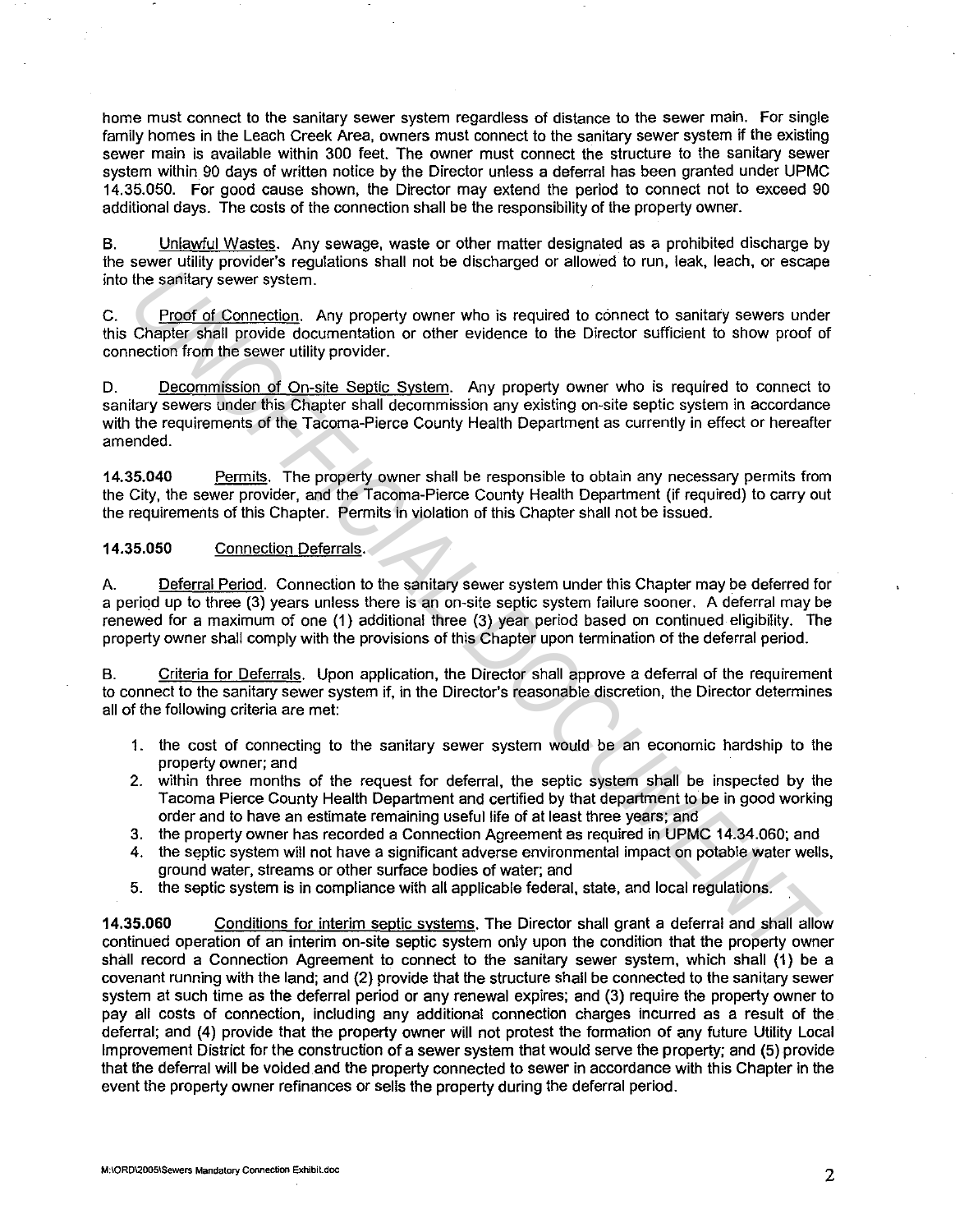home must connect to the sanitary sewer system regardless of distance to the sewer main. For single family homes in the Leach Creek Area, owners must connect to the sanitary sewer system if the existing sewer main is available within 300 feet. The owner must connect the structure to the sanitary sewer system within 90 days of written notice by the Director unless a deferral has been granted under UPMC 14.35.050. For good cause shown, the Director may extend the period to connect not to exceed 90 additional days. The costs of the connection shall be the responsibility of the property owner.

B. Unlawful Wastes. Any sewage, waste or other matter designated as a prohibited discharge by the sewer utility provider's regulations shall not be discharged or allowed to run, leak, leach, or escape into the sanitary sewer system.

C. Proof of Connection. Any property owner who is required to connect to sanitary sewers under this Chapter shall provide documentation or other evidence to the Director sufficient to show proof of connection from the sewer utility provider.

D. Decommission of On-site Septic System. Any property owner who is required to connect to sanitary sewers under this Chapter shall decommission any existing on-site septic system in accordance with the requirements of the Tacoma-Pierce County Health Department as currently in effect or hereafter amended.

**14.35.040** Permits. The property owner shall be responsible to obtain any necessary permits from the City, the sewer provider, and the Tacoma-Pierce County Health Department (if required) to carry out the requirements of this Chapter. Permits in violation of this Chapter shall not be issued.

**14.35.050** Connection Deferrals.

A. Deferral Period. Connection to the sanitary sewer system under this Chapter may be deferred for a period up to three (3) years unless there is an on-site septic system failure sooner. A deferral may be renewed for a maximum of one (1) additional three (3) year period based on continued eligibility. The property owner shall comply with the provisions of this Chapter upon termination of the deferral period.

B. Criteria for Deferrals. Upon application, the Director shall approve a deferral of the requirement to connect to the sanitary sewer system if, in the Director's reasonable discretion, the Director determines all of the following criteria are met:

1. the cost of connecting to the sanitary sewer system would be an economic hardship to the property owner; and
2. within three months of the request for deferral, the septic system shall be inspected by the Tacoma Pierce County Health Department and certified by that department to be in good working order and to have an estimate remaining useful life of at least three years; and
3. the property owner has recorded a Connection Agreement as required in UPMC 14.34.060; and
4. the septic system will not have a significant adverse environmental impact on potable water wells, ground water, streams or other surface bodies of water; and
5. the septic system is in compliance with all applicable federal, state, and local regulations.

**14.35.060** Conditions for interim septic systems. The Director shall grant a deferral and shall allow continued operation of an interim on-site septic system only upon the condition that the property owner shall record a Connection Agreement to connect to the sanitary sewer system, which shall (1) be a covenant running with the land; and (2) provide that the structure shall be connected to the sanitary sewer system at such time as the deferral period or any renewal expires; and (3) require the property owner to pay all costs of connection, including any additional connection charges incurred as a result of the deferral; and (4) provide that the property owner will not protest the formation of any future Utility Local Improvement District for the construction of a sewer system that would serve the property; and (5) provide that the deferral will be voided and the property connected to sewer in accordance with this Chapter in the event the property owner refinances or sells the property during the deferral period.

M:\ORD\2005\Sewers Mandatory Connection Exhibit.doc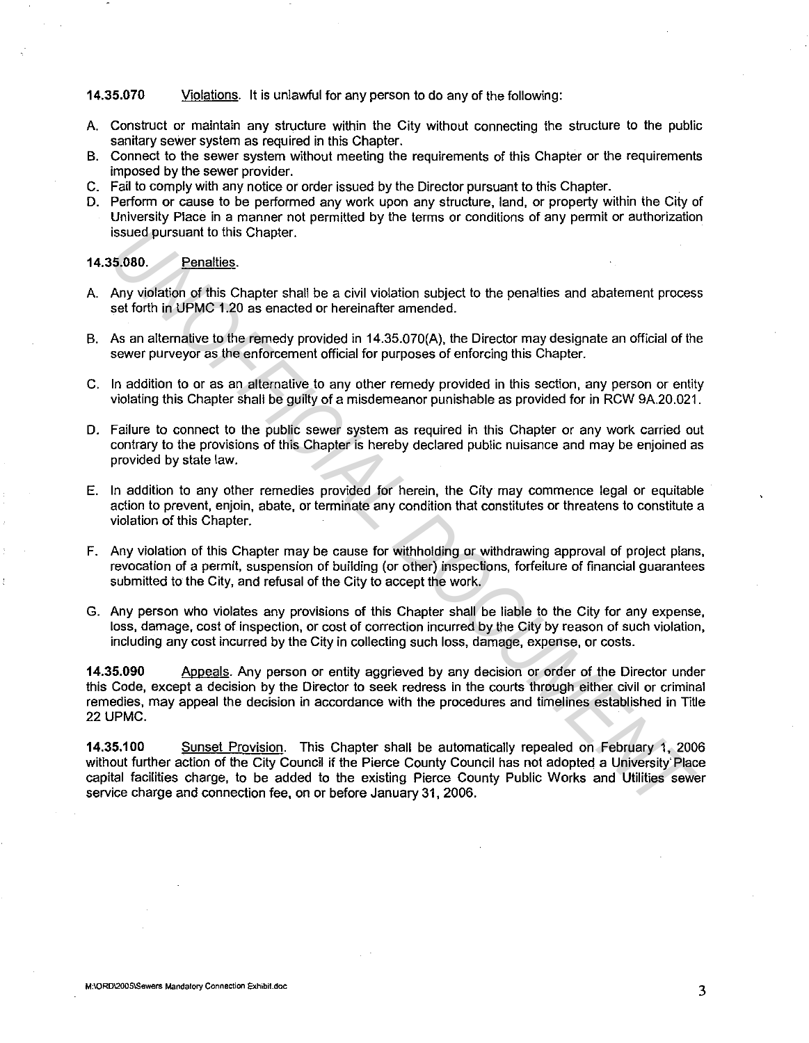**14.35.070** Violations. It is unlawful for any person to do any of the following:

A. Construct or maintain any structure within the City without connecting the structure to the public sanitary sewer system as required in this Chapter.
B. Connect to the sewer system without meeting the requirements of this Chapter or the requirements imposed by the sewer provider.
C. Fail to comply with any notice or order issued by the Director pursuant to this Chapter.
D. Perform or cause to be performed any work upon any structure, land, or property within the City of University Place in a manner not permitted by the terms or conditions of any permit or authorization issued pursuant to this Chapter.

**14.35.080.** Penalties.

A. Any violation of this Chapter shall be a civil violation subject to the penalties and abatement process set forth in UPMC 1.20 as enacted or hereinafter amended.

B. As an alternative to the remedy provided in 14.35.070(A), the Director may designate an official of the sewer purveyor as the enforcement official for purposes of enforcing this Chapter.

C. In addition to or as an alternative to any other remedy provided in this section, any person or entity violating this Chapter shall be guilty of a misdemeanor punishable as provided for in RCW 9A.20.021.

D. Failure to connect to the public sewer system as required in this Chapter or any work carried out contrary to the provisions of this Chapter is hereby declared public nuisance and may be enjoined as provided by state law.

E. In addition to any other remedies provided for herein, the City may commence legal or equitable action to prevent, enjoin, abate, or terminate any condition that constitutes or threatens to constitute a violation of this Chapter.

F. Any violation of this Chapter may be cause for withholding or withdrawing approval of project plans, revocation of a permit, suspension of building (or other) inspections, forfeiture of financial guarantees submitted to the City, and refusal of the City to accept the work.

G. Any person who violates any provisions of this Chapter shall be liable to the City for any expense, loss, damage, cost of inspection, or cost of correction incurred by the City by reason of such violation, including any cost incurred by the City in collecting such loss, damage, expense, or costs.

**14.35.090** Appeals. Any person or entity aggrieved by any decision or order of the Director under this Code, except a decision by the Director to seek redress in the courts through either civil or criminal remedies, may appeal the decision in accordance with the procedures and timelines established in Title 22 UPMC.

**14.35.100** Sunset Provision. This Chapter shall be automatically repealed on February 1, 2006 without further action of the City Council if the Pierce County Council has not adopted a University Place capital facilities charge, to be added to the existing Pierce County Public Works and Utilities sewer service charge and connection fee, on or before January 31, 2006.

M:\ORD\2005\Sewers Mandatory Connection Exhibit.doc